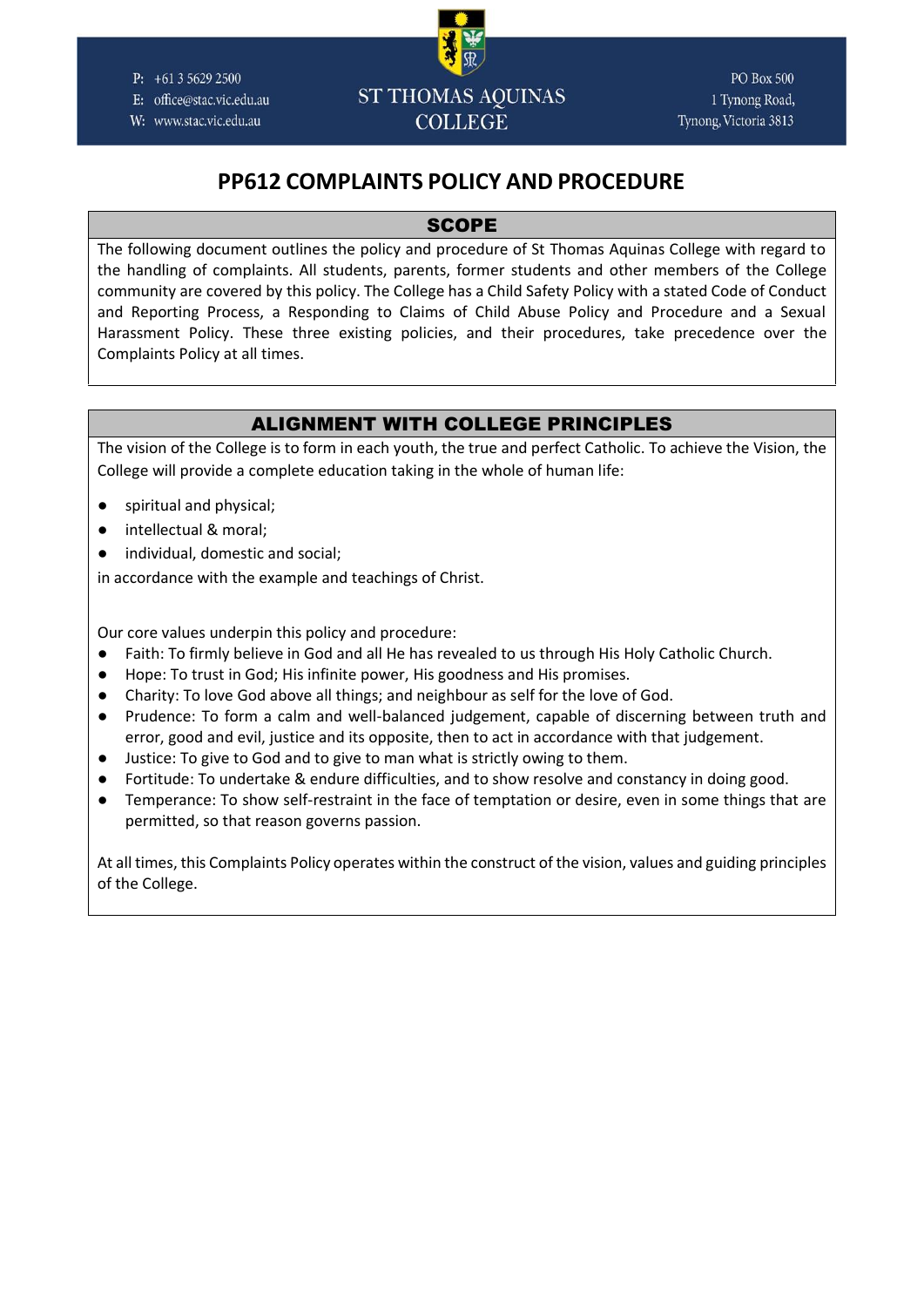P: +61 3 5629 2500
E: office@stac.vic.edu.au
W: www.stac.vic.edu.au

ST THOMAS AQUINAS COLLEGE

PO Box 500
1 Tynong Road,
Tynong, Victoria 3813

# PP612 COMPLAINTS POLICY AND PROCEDURE

## SCOPE

The following document outlines the policy and procedure of St Thomas Aquinas College with regard to the handling of complaints. All students, parents, former students and other members of the College community are covered by this policy. The College has a Child Safety Policy with a stated Code of Conduct and Reporting Process, a Responding to Claims of Child Abuse Policy and Procedure and a Sexual Harassment Policy. These three existing policies, and their procedures, take precedence over the Complaints Policy at all times.

## ALIGNMENT WITH COLLEGE PRINCIPLES

The vision of the College is to form in each youth, the true and perfect Catholic. To achieve the Vision, the College will provide a complete education taking in the whole of human life:

- spiritual and physical;
- intellectual & moral;
- individual, domestic and social;

in accordance with the example and teachings of Christ.

Our core values underpin this policy and procedure:

- Faith: To firmly believe in God and all He has revealed to us through His Holy Catholic Church.
- Hope: To trust in God; His infinite power, His goodness and His promises.
- Charity: To love God above all things; and neighbour as self for the love of God.
- Prudence: To form a calm and well-balanced judgement, capable of discerning between truth and error, good and evil, justice and its opposite, then to act in accordance with that judgement.
- Justice: To give to God and to give to man what is strictly owing to them.
- Fortitude: To undertake & endure difficulties, and to show resolve and constancy in doing good.
- Temperance: To show self-restraint in the face of temptation or desire, even in some things that are permitted, so that reason governs passion.

At all times, this Complaints Policy operates within the construct of the vision, values and guiding principles of the College.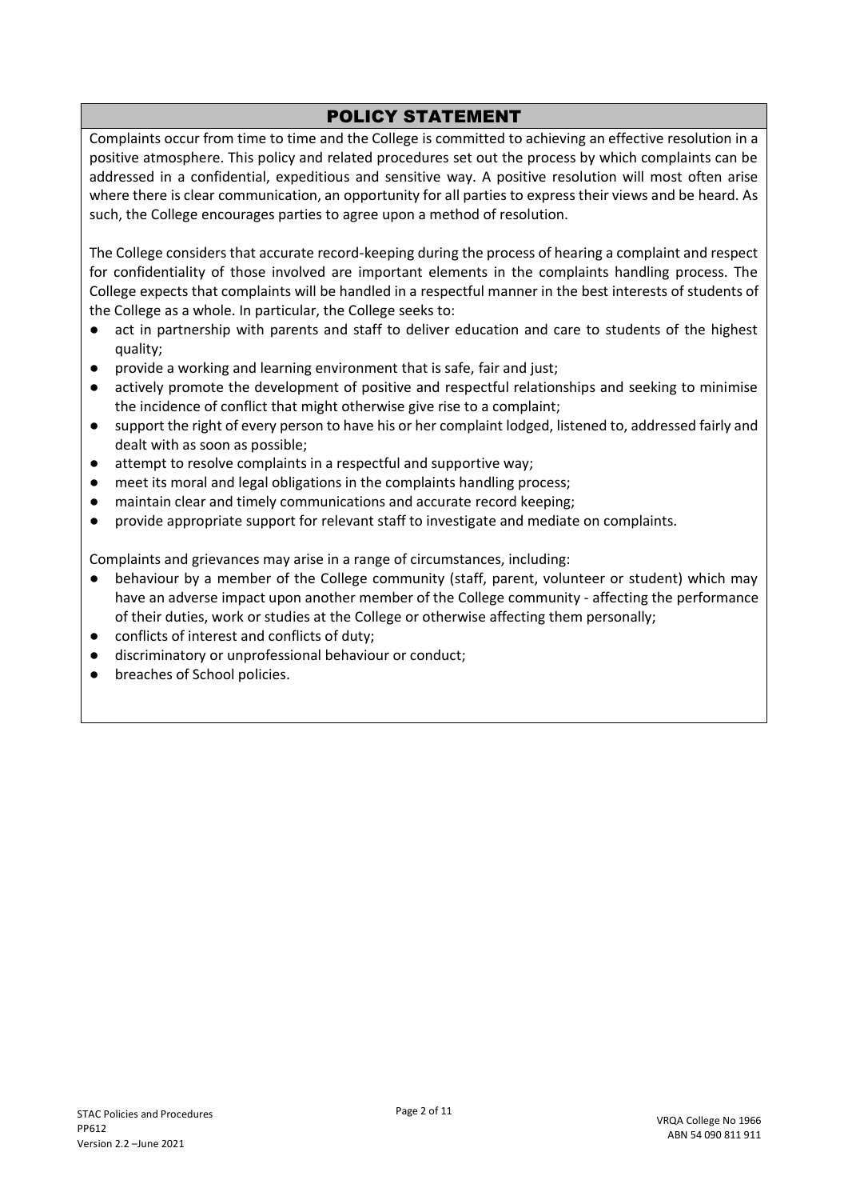## POLICY STATEMENT

Complaints occur from time to time and the College is committed to achieving an effective resolution in a positive atmosphere. This policy and related procedures set out the process by which complaints can be addressed in a confidential, expeditious and sensitive way. A positive resolution will most often arise where there is clear communication, an opportunity for all parties to express their views and be heard. As such, the College encourages parties to agree upon a method of resolution.

The College considers that accurate record-keeping during the process of hearing a complaint and respect for confidentiality of those involved are important elements in the complaints handling process. The College expects that complaints will be handled in a respectful manner in the best interests of students of the College as a whole. In particular, the College seeks to:

- act in partnership with parents and staff to deliver education and care to students of the highest quality;
- provide a working and learning environment that is safe, fair and just;
- actively promote the development of positive and respectful relationships and seeking to minimise the incidence of conflict that might otherwise give rise to a complaint;
- support the right of every person to have his or her complaint lodged, listened to, addressed fairly and dealt with as soon as possible;
- attempt to resolve complaints in a respectful and supportive way;
- meet its moral and legal obligations in the complaints handling process;
- maintain clear and timely communications and accurate record keeping;
- provide appropriate support for relevant staff to investigate and mediate on complaints.

Complaints and grievances may arise in a range of circumstances, including:

- behaviour by a member of the College community (staff, parent, volunteer or student) which may have an adverse impact upon another member of the College community - affecting the performance of their duties, work or studies at the College or otherwise affecting them personally;
- conflicts of interest and conflicts of duty;
- discriminatory or unprofessional behaviour or conduct;
- breaches of School policies.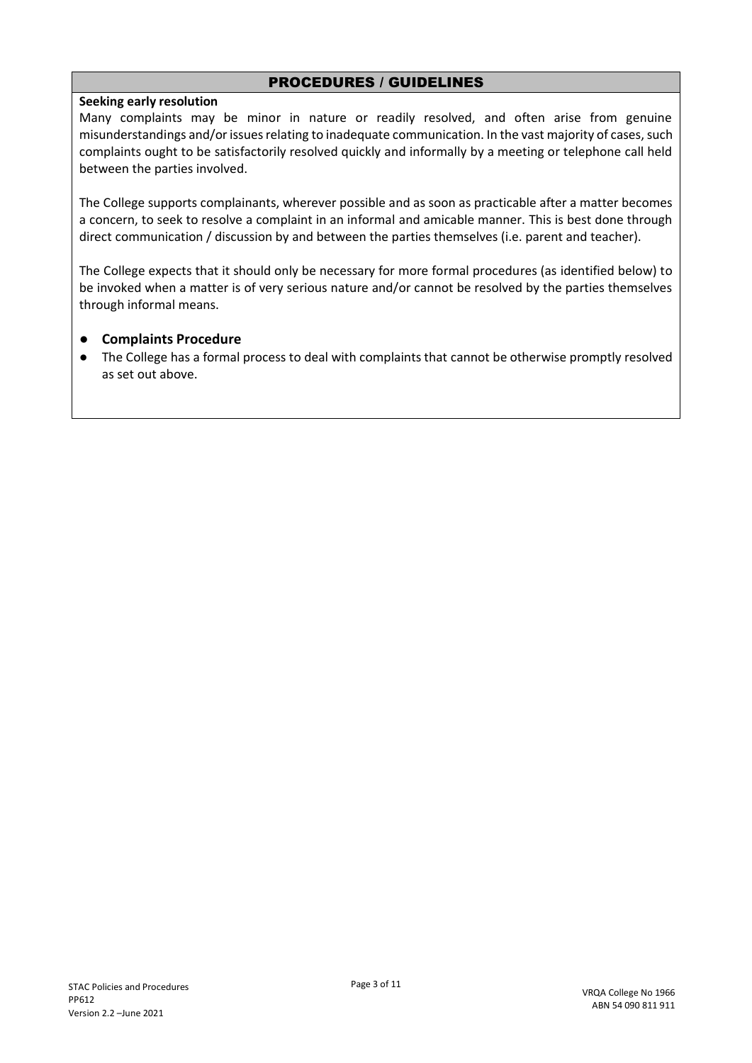## PROCEDURES / GUIDELINES

**Seeking early resolution**

Many complaints may be minor in nature or readily resolved, and often arise from genuine misunderstandings and/or issues relating to inadequate communication. In the vast majority of cases, such complaints ought to be satisfactorily resolved quickly and informally by a meeting or telephone call held between the parties involved.

The College supports complainants, wherever possible and as soon as practicable after a matter becomes a concern, to seek to resolve a complaint in an informal and amicable manner. This is best done through direct communication / discussion by and between the parties themselves (i.e. parent and teacher).

The College expects that it should only be necessary for more formal procedures (as identified below) to be invoked when a matter is of very serious nature and/or cannot be resolved by the parties themselves through informal means.

- **Complaints Procedure**
- The College has a formal process to deal with complaints that cannot be otherwise promptly resolved as set out above.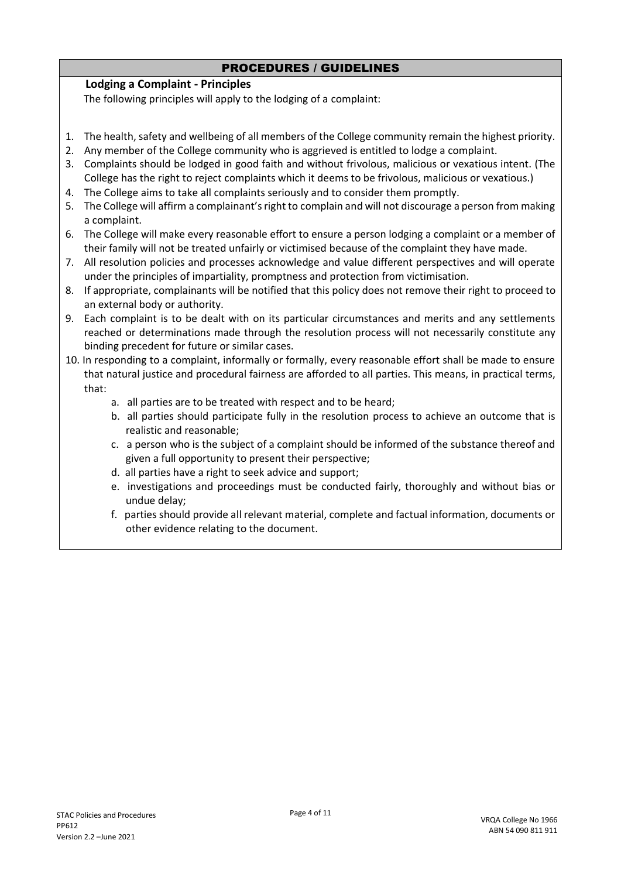## PROCEDURES / GUIDELINES

### Lodging a Complaint - Principles

The following principles will apply to the lodging of a complaint:

1. The health, safety and wellbeing of all members of the College community remain the highest priority.
2. Any member of the College community who is aggrieved is entitled to lodge a complaint.
3. Complaints should be lodged in good faith and without frivolous, malicious or vexatious intent. (The College has the right to reject complaints which it deems to be frivolous, malicious or vexatious.)
4. The College aims to take all complaints seriously and to consider them promptly.
5. The College will affirm a complainant's right to complain and will not discourage a person from making a complaint.
6. The College will make every reasonable effort to ensure a person lodging a complaint or a member of their family will not be treated unfairly or victimised because of the complaint they have made.
7. All resolution policies and processes acknowledge and value different perspectives and will operate under the principles of impartiality, promptness and protection from victimisation.
8. If appropriate, complainants will be notified that this policy does not remove their right to proceed to an external body or authority.
9. Each complaint is to be dealt with on its particular circumstances and merits and any settlements reached or determinations made through the resolution process will not necessarily constitute any binding precedent for future or similar cases.
10. In responding to a complaint, informally or formally, every reasonable effort shall be made to ensure that natural justice and procedural fairness are afforded to all parties. This means, in practical terms, that:
    a. all parties are to be treated with respect and to be heard;
    b. all parties should participate fully in the resolution process to achieve an outcome that is realistic and reasonable;
    c. a person who is the subject of a complaint should be informed of the substance thereof and given a full opportunity to present their perspective;
    d. all parties have a right to seek advice and support;
    e. investigations and proceedings must be conducted fairly, thoroughly and without bias or undue delay;
    f. parties should provide all relevant material, complete and factual information, documents or other evidence relating to the document.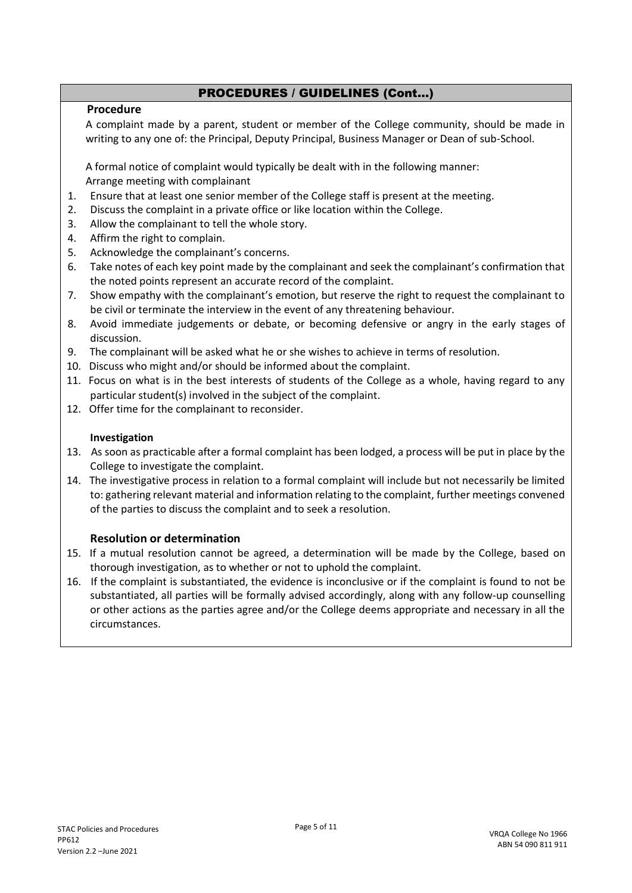## PROCEDURES / GUIDELINES (Cont…)

### Procedure

A complaint made by a parent, student or member of the College community, should be made in writing to any one of: the Principal, Deputy Principal, Business Manager or Dean of sub-School.

A formal notice of complaint would typically be dealt with in the following manner:
Arrange meeting with complainant

1. Ensure that at least one senior member of the College staff is present at the meeting.
2. Discuss the complaint in a private office or like location within the College.
3. Allow the complainant to tell the whole story.
4. Affirm the right to complain.
5. Acknowledge the complainant's concerns.
6. Take notes of each key point made by the complainant and seek the complainant's confirmation that the noted points represent an accurate record of the complaint.
7. Show empathy with the complainant's emotion, but reserve the right to request the complainant to be civil or terminate the interview in the event of any threatening behaviour.
8. Avoid immediate judgements or debate, or becoming defensive or angry in the early stages of discussion.
9. The complainant will be asked what he or she wishes to achieve in terms of resolution.
10. Discuss who might and/or should be informed about the complaint.
11. Focus on what is in the best interests of students of the College as a whole, having regard to any particular student(s) involved in the subject of the complaint.
12. Offer time for the complainant to reconsider.

### Investigation

13. As soon as practicable after a formal complaint has been lodged, a process will be put in place by the College to investigate the complaint.
14. The investigative process in relation to a formal complaint will include but not necessarily be limited to: gathering relevant material and information relating to the complaint, further meetings convened of the parties to discuss the complaint and to seek a resolution.

### Resolution or determination

15. If a mutual resolution cannot be agreed, a determination will be made by the College, based on thorough investigation, as to whether or not to uphold the complaint.
16. If the complaint is substantiated, the evidence is inconclusive or if the complaint is found to not be substantiated, all parties will be formally advised accordingly, along with any follow-up counselling or other actions as the parties agree and/or the College deems appropriate and necessary in all the circumstances.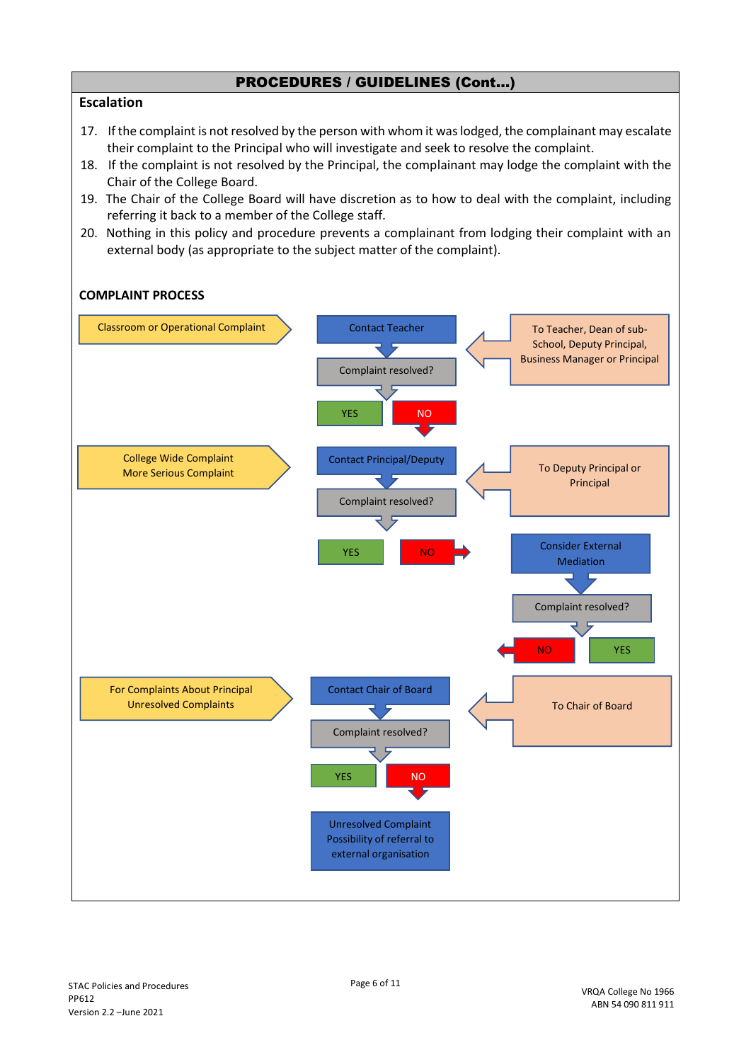## PROCEDURES / GUIDELINES (Cont…)

### Escalation

17. If the complaint is not resolved by the person with whom it was lodged, the complainant may escalate their complaint to the Principal who will investigate and seek to resolve the complaint.
18. If the complaint is not resolved by the Principal, the complainant may lodge the complaint with the Chair of the College Board.
19. The Chair of the College Board will have discretion as to how to deal with the complaint, including referring it back to a member of the College staff.
20. Nothing in this policy and procedure prevents a complainant from lodging their complaint with an external body (as appropriate to the subject matter of the complaint).

### COMPLAINT PROCESS

Classroom or Operational Complaint

Contact Teacher

Complaint resolved?

YES

NO

To Teacher, Dean of sub-School, Deputy Principal, Business Manager or Principal

College Wide Complaint
More Serious Complaint

Contact Principal/Deputy

Complaint resolved?

YES

NO

To Deputy Principal or Principal

Consider External Mediation

Complaint resolved?

NO

YES

For Complaints About Principal
Unresolved Complaints

Contact Chair of Board

Complaint resolved?

YES

NO

To Chair of Board

Unresolved Complaint
Possibility of referral to external organisation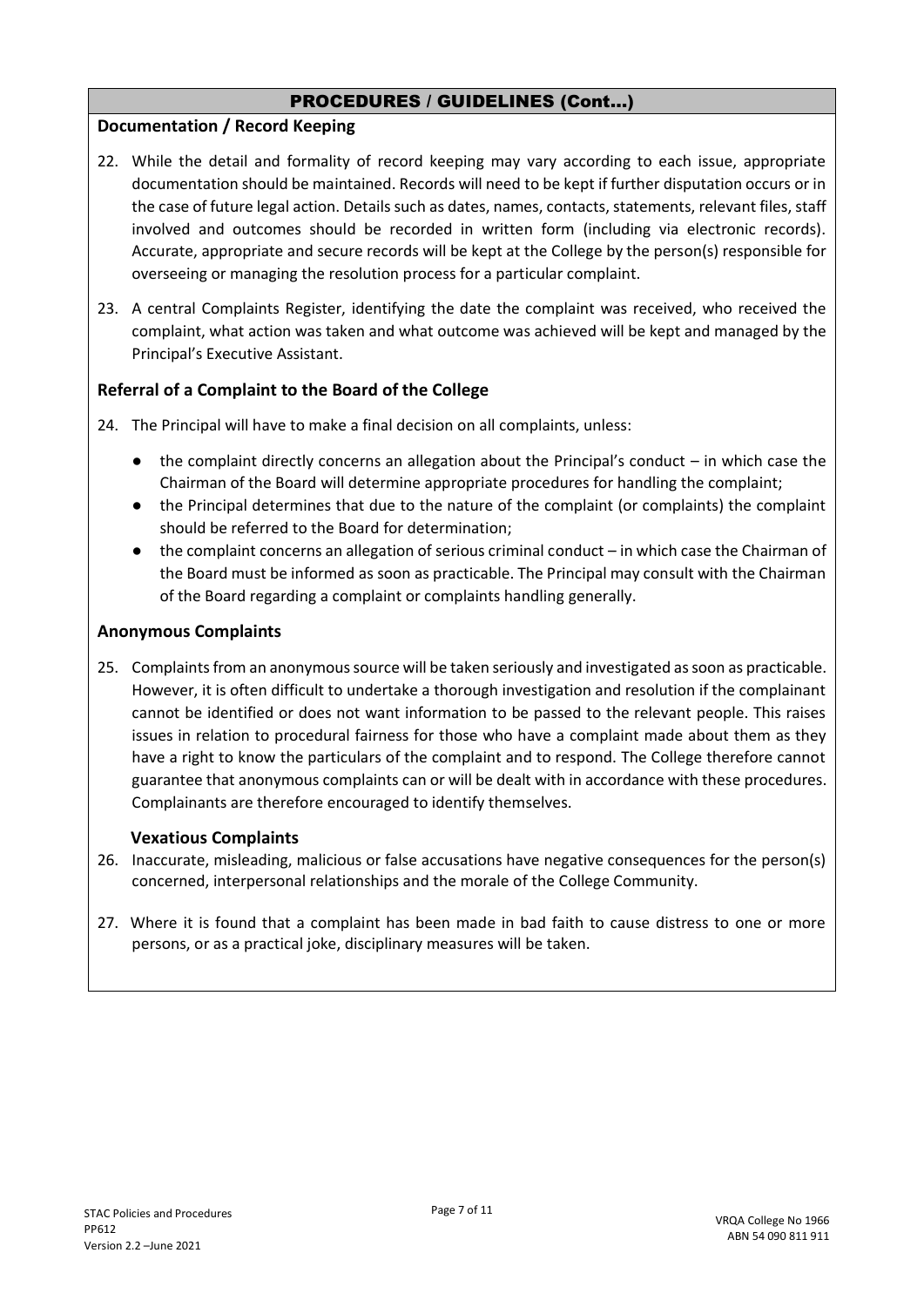## PROCEDURES / GUIDELINES (Cont…)

### Documentation / Record Keeping

22. While the detail and formality of record keeping may vary according to each issue, appropriate documentation should be maintained. Records will need to be kept if further disputation occurs or in the case of future legal action. Details such as dates, names, contacts, statements, relevant files, staff involved and outcomes should be recorded in written form (including via electronic records). Accurate, appropriate and secure records will be kept at the College by the person(s) responsible for overseeing or managing the resolution process for a particular complaint.

23. A central Complaints Register, identifying the date the complaint was received, who received the complaint, what action was taken and what outcome was achieved will be kept and managed by the Principal's Executive Assistant.

### Referral of a Complaint to the Board of the College

24. The Principal will have to make a final decision on all complaints, unless:
    - the complaint directly concerns an allegation about the Principal's conduct – in which case the Chairman of the Board will determine appropriate procedures for handling the complaint;
    - the Principal determines that due to the nature of the complaint (or complaints) the complaint should be referred to the Board for determination;
    - the complaint concerns an allegation of serious criminal conduct – in which case the Chairman of the Board must be informed as soon as practicable. The Principal may consult with the Chairman of the Board regarding a complaint or complaints handling generally.

### Anonymous Complaints

25. Complaints from an anonymous source will be taken seriously and investigated as soon as practicable. However, it is often difficult to undertake a thorough investigation and resolution if the complainant cannot be identified or does not want information to be passed to the relevant people. This raises issues in relation to procedural fairness for those who have a complaint made about them as they have a right to know the particulars of the complaint and to respond. The College therefore cannot guarantee that anonymous complaints can or will be dealt with in accordance with these procedures. Complainants are therefore encouraged to identify themselves.

### Vexatious Complaints

26. Inaccurate, misleading, malicious or false accusations have negative consequences for the person(s) concerned, interpersonal relationships and the morale of the College Community.

27. Where it is found that a complaint has been made in bad faith to cause distress to one or more persons, or as a practical joke, disciplinary measures will be taken.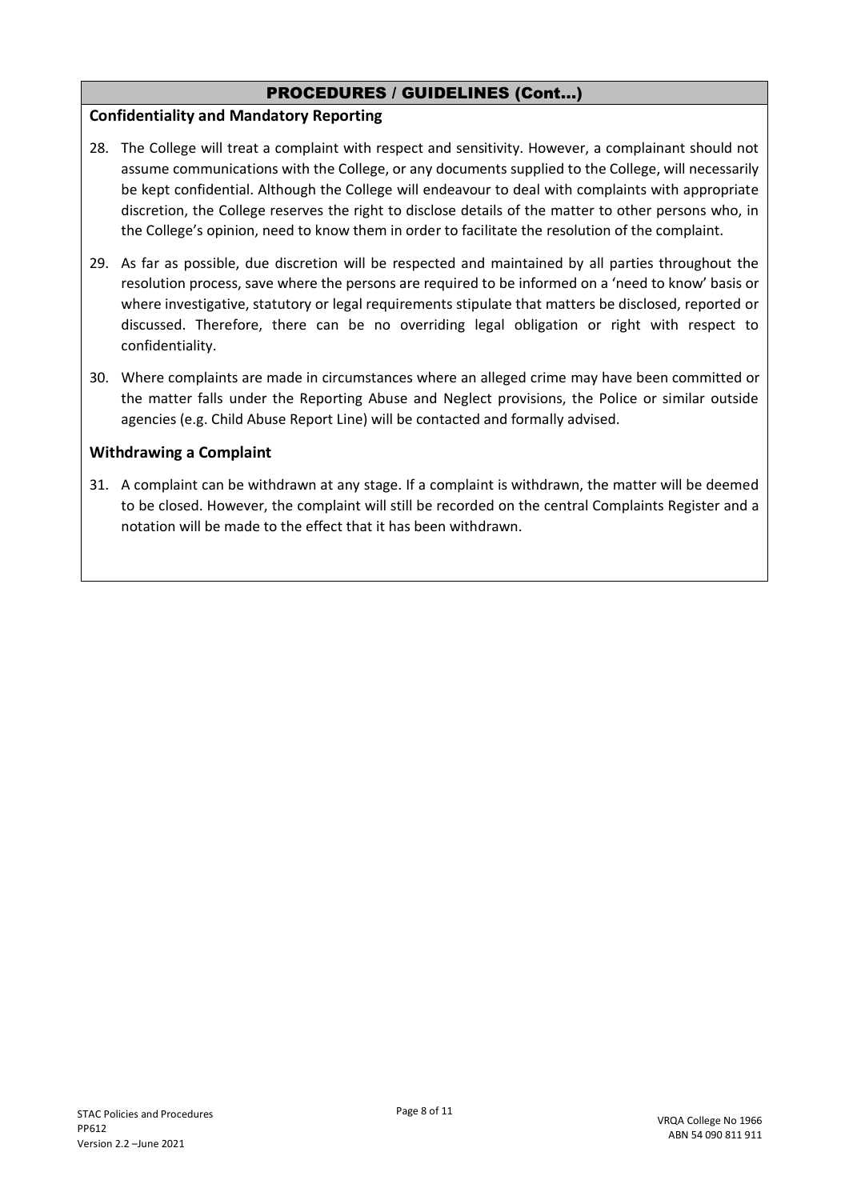## PROCEDURES / GUIDELINES (Cont…)

### Confidentiality and Mandatory Reporting

28. The College will treat a complaint with respect and sensitivity. However, a complainant should not assume communications with the College, or any documents supplied to the College, will necessarily be kept confidential. Although the College will endeavour to deal with complaints with appropriate discretion, the College reserves the right to disclose details of the matter to other persons who, in the College's opinion, need to know them in order to facilitate the resolution of the complaint.

29. As far as possible, due discretion will be respected and maintained by all parties throughout the resolution process, save where the persons are required to be informed on a 'need to know' basis or where investigative, statutory or legal requirements stipulate that matters be disclosed, reported or discussed. Therefore, there can be no overriding legal obligation or right with respect to confidentiality.

30. Where complaints are made in circumstances where an alleged crime may have been committed or the matter falls under the Reporting Abuse and Neglect provisions, the Police or similar outside agencies (e.g. Child Abuse Report Line) will be contacted and formally advised.

### Withdrawing a Complaint

31. A complaint can be withdrawn at any stage. If a complaint is withdrawn, the matter will be deemed to be closed. However, the complaint will still be recorded on the central Complaints Register and a notation will be made to the effect that it has been withdrawn.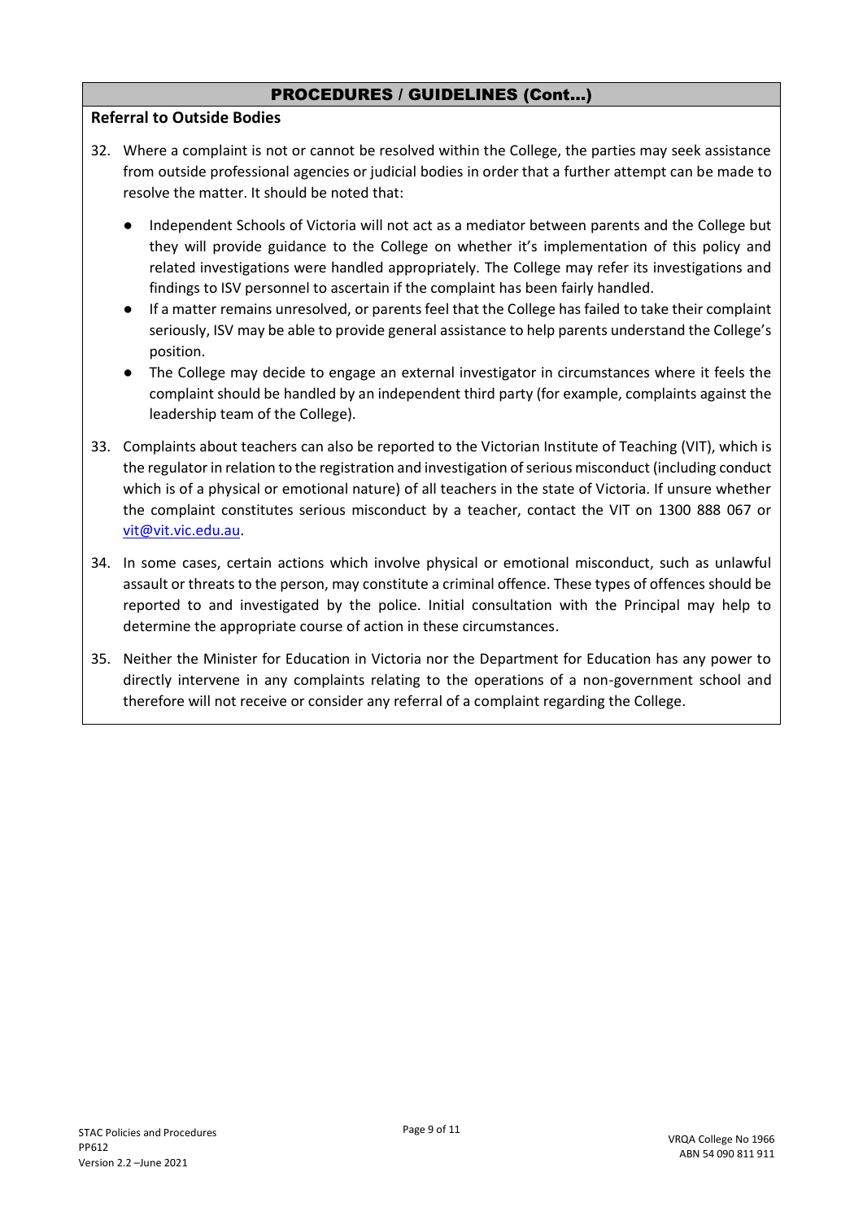## PROCEDURES / GUIDELINES (Cont...)

### Referral to Outside Bodies

32. Where a complaint is not or cannot be resolved within the College, the parties may seek assistance from outside professional agencies or judicial bodies in order that a further attempt can be made to resolve the matter. It should be noted that:
    - Independent Schools of Victoria will not act as a mediator between parents and the College but they will provide guidance to the College on whether it's implementation of this policy and related investigations were handled appropriately. The College may refer its investigations and findings to ISV personnel to ascertain if the complaint has been fairly handled.
    - If a matter remains unresolved, or parents feel that the College has failed to take their complaint seriously, ISV may be able to provide general assistance to help parents understand the College's position.
    - The College may decide to engage an external investigator in circumstances where it feels the complaint should be handled by an independent third party (for example, complaints against the leadership team of the College).
33. Complaints about teachers can also be reported to the Victorian Institute of Teaching (VIT), which is the regulator in relation to the registration and investigation of serious misconduct (including conduct which is of a physical or emotional nature) of all teachers in the state of Victoria. If unsure whether the complaint constitutes serious misconduct by a teacher, contact the VIT on 1300 888 067 or vit@vit.vic.edu.au.
34. In some cases, certain actions which involve physical or emotional misconduct, such as unlawful assault or threats to the person, may constitute a criminal offence. These types of offences should be reported to and investigated by the police. Initial consultation with the Principal may help to determine the appropriate course of action in these circumstances.
35. Neither the Minister for Education in Victoria nor the Department for Education has any power to directly intervene in any complaints relating to the operations of a non-government school and therefore will not receive or consider any referral of a complaint regarding the College.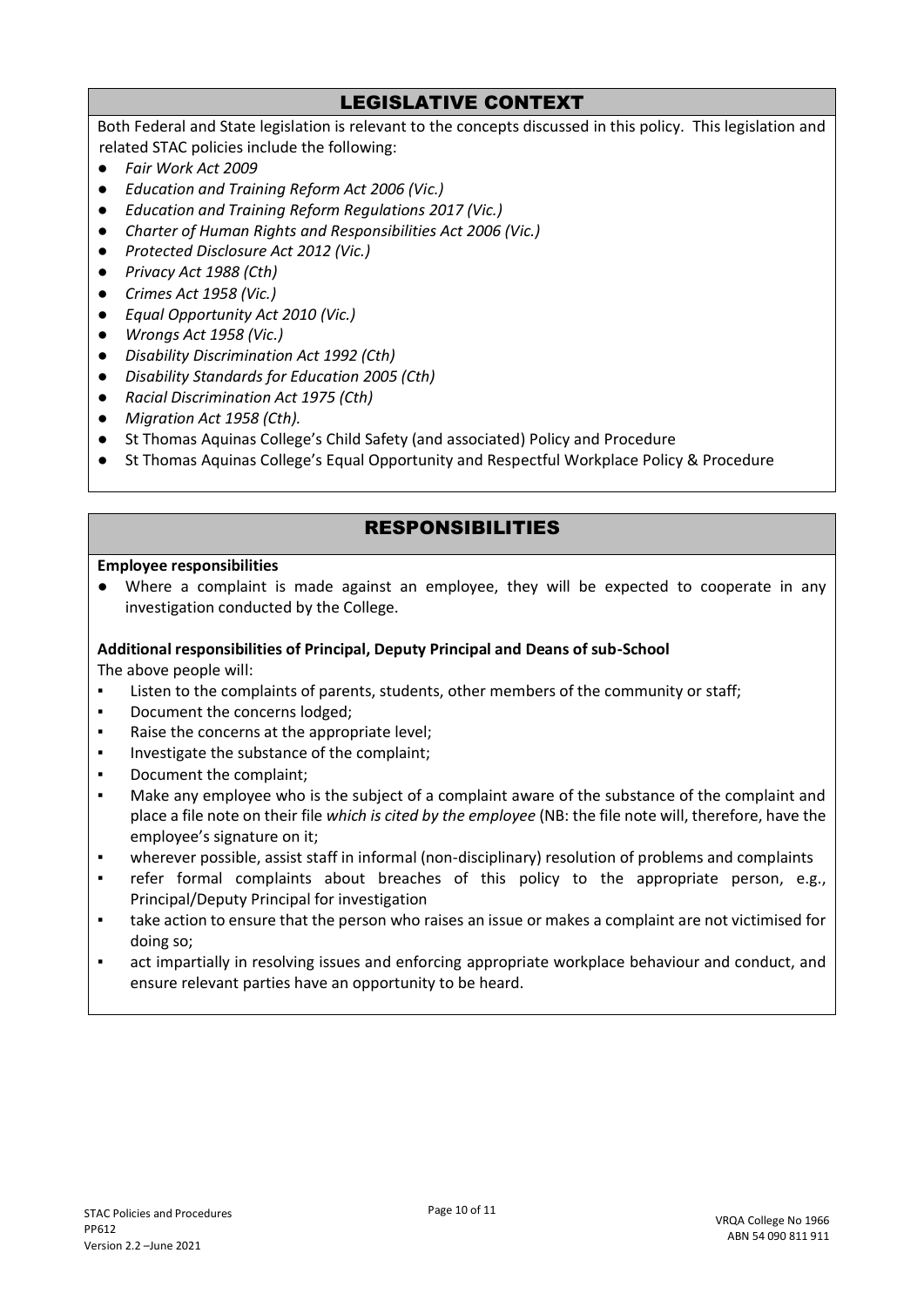## LEGISLATIVE CONTEXT

Both Federal and State legislation is relevant to the concepts discussed in this policy. This legislation and related STAC policies include the following:

- *Fair Work Act 2009*
- *Education and Training Reform Act 2006 (Vic.)*
- *Education and Training Reform Regulations 2017 (Vic.)*
- *Charter of Human Rights and Responsibilities Act 2006 (Vic.)*
- *Protected Disclosure Act 2012 (Vic.)*
- *Privacy Act 1988 (Cth)*
- *Crimes Act 1958 (Vic.)*
- *Equal Opportunity Act 2010 (Vic.)*
- *Wrongs Act 1958 (Vic.)*
- *Disability Discrimination Act 1992 (Cth)*
- *Disability Standards for Education 2005 (Cth)*
- *Racial Discrimination Act 1975 (Cth)*
- *Migration Act 1958 (Cth).*
- St Thomas Aquinas College's Child Safety (and associated) Policy and Procedure
- St Thomas Aquinas College's Equal Opportunity and Respectful Workplace Policy & Procedure

## RESPONSIBILITIES

**Employee responsibilities**

- Where a complaint is made against an employee, they will be expected to cooperate in any investigation conducted by the College.

**Additional responsibilities of Principal, Deputy Principal and Deans of sub-School**

The above people will:

- Listen to the complaints of parents, students, other members of the community or staff;
- Document the concerns lodged;
- Raise the concerns at the appropriate level;
- Investigate the substance of the complaint;
- Document the complaint;
- Make any employee who is the subject of a complaint aware of the substance of the complaint and place a file note on their file *which is cited by the employee* (NB: the file note will, therefore, have the employee's signature on it;
- wherever possible, assist staff in informal (non-disciplinary) resolution of problems and complaints
- refer formal complaints about breaches of this policy to the appropriate person, e.g., Principal/Deputy Principal for investigation
- take action to ensure that the person who raises an issue or makes a complaint are not victimised for doing so;
- act impartially in resolving issues and enforcing appropriate workplace behaviour and conduct, and ensure relevant parties have an opportunity to be heard.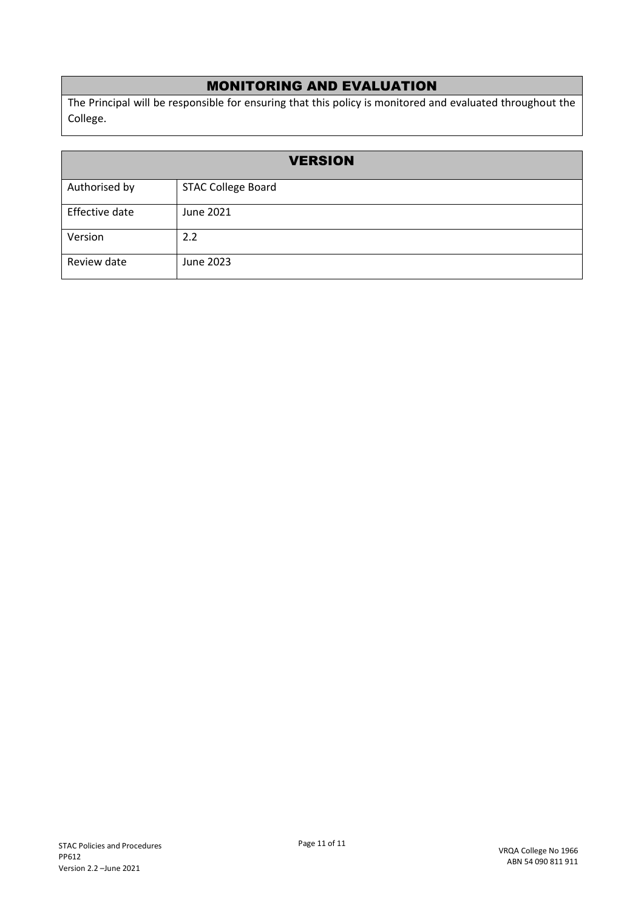## MONITORING AND EVALUATION

The Principal will be responsible for ensuring that this policy is monitored and evaluated throughout the College.

## VERSION

| | |
|---|---|
| Authorised by | STAC College Board |
| Effective date | June 2021 |
| Version | 2.2 |
| Review date | June 2023 |